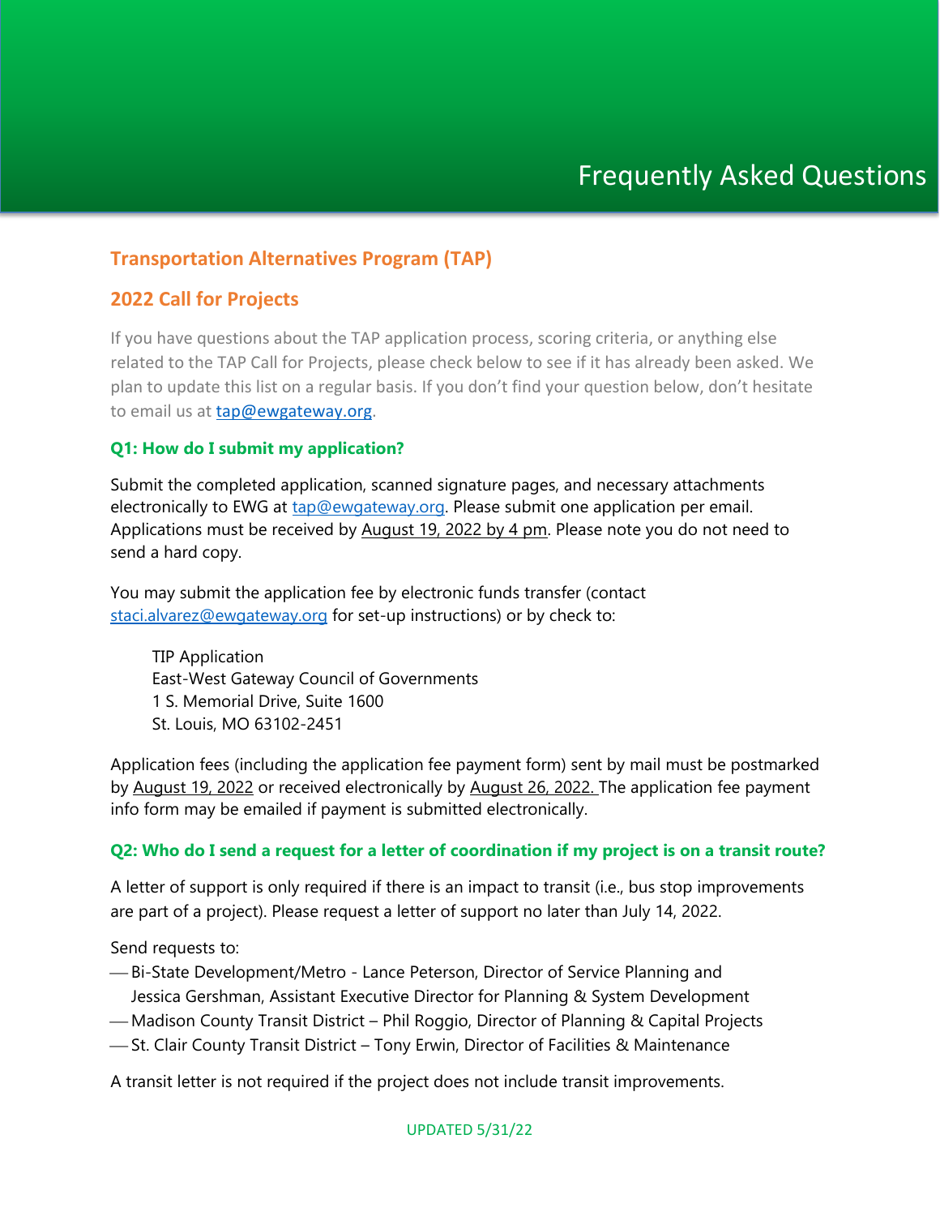# Frequently Asked Questions

## Transportation Alternatives Program (TAP)

## 2022 Call for Projects

If you have questions about the TAP application process, scoring criteria, or anything else related to the TAP Call for Projects, please check below to see if it has already been asked. We plan to update this list on a regular basis. If you don't find your question below, don't hesitate to email us at tap@ewgateway.org.

### Q1: How do I submit my application?

Submit the completed application, scanned signature pages, and necessary attachments electronically to EWG at tap@ewgateway.org. Please submit one application per email. Applications must be received by August 19, 2022 by 4 pm. Please note you do not need to send a hard copy.

You may submit the application fee by electronic funds transfer (contact staci.alvarez@ewgateway.org for set-up instructions) or by check to:

TIP Application
East-West Gateway Council of Governments
1 S. Memorial Drive, Suite 1600
St. Louis, MO 63102-2451

Application fees (including the application fee payment form) sent by mail must be postmarked by August 19, 2022 or received electronically by August 26, 2022. The application fee payment info form may be emailed if payment is submitted electronically.

### Q2: Who do I send a request for a letter of coordination if my project is on a transit route?

A letter of support is only required if there is an impact to transit (i.e., bus stop improvements are part of a project). Please request a letter of support no later than July 14, 2022.

Send requests to:

- Bi-State Development/Metro - Lance Peterson, Director of Service Planning and Jessica Gershman, Assistant Executive Director for Planning & System Development
- Madison County Transit District – Phil Roggio, Director of Planning & Capital Projects
- St. Clair County Transit District – Tony Erwin, Director of Facilities & Maintenance

A transit letter is not required if the project does not include transit improvements.

UPDATED 5/31/22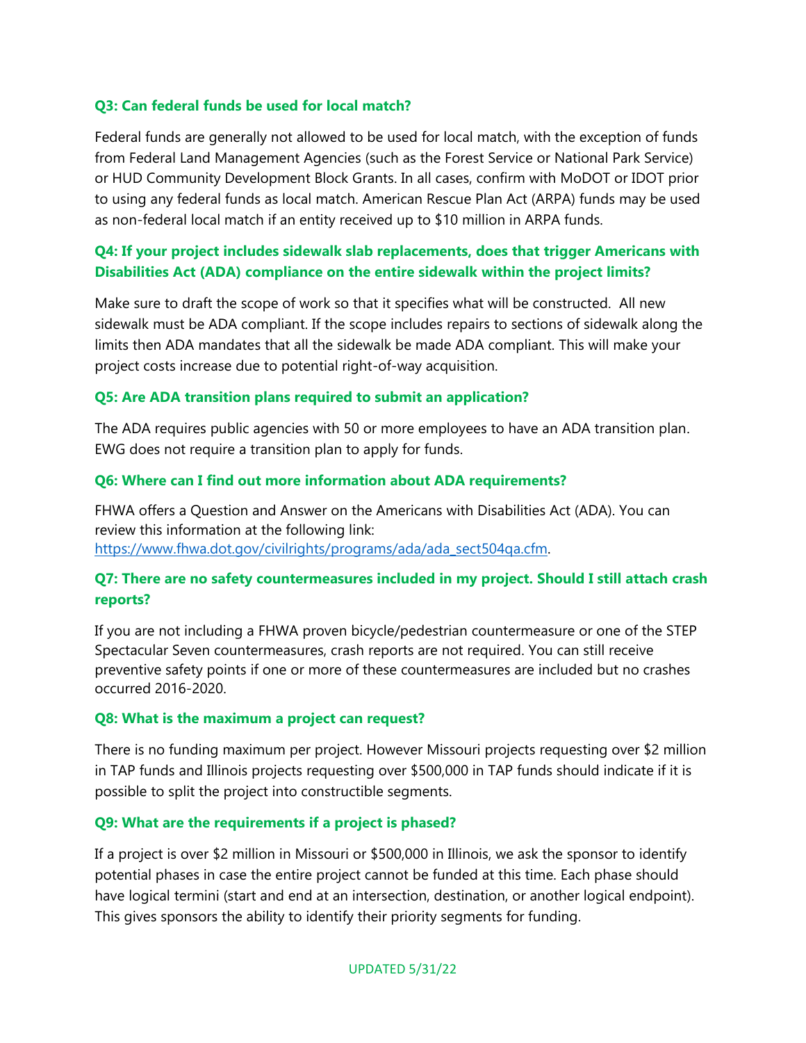### Q3: Can federal funds be used for local match?

Federal funds are generally not allowed to be used for local match, with the exception of funds from Federal Land Management Agencies (such as the Forest Service or National Park Service) or HUD Community Development Block Grants. In all cases, confirm with MoDOT or IDOT prior to using any federal funds as local match. American Rescue Plan Act (ARPA) funds may be used as non-federal local match if an entity received up to $10 million in ARPA funds.

### Q4: If your project includes sidewalk slab replacements, does that trigger Americans with Disabilities Act (ADA) compliance on the entire sidewalk within the project limits?

Make sure to draft the scope of work so that it specifies what will be constructed. All new sidewalk must be ADA compliant. If the scope includes repairs to sections of sidewalk along the limits then ADA mandates that all the sidewalk be made ADA compliant. This will make your project costs increase due to potential right-of-way acquisition.

### Q5: Are ADA transition plans required to submit an application?

The ADA requires public agencies with 50 or more employees to have an ADA transition plan. EWG does not require a transition plan to apply for funds.

### Q6: Where can I find out more information about ADA requirements?

FHWA offers a Question and Answer on the Americans with Disabilities Act (ADA). You can review this information at the following link: [https://www.fhwa.dot.gov/civilrights/programs/ada/ada_sect504qa.cfm](https://www.fhwa.dot.gov/civilrights/programs/ada/ada_sect504qa.cfm).

### Q7: There are no safety countermeasures included in my project. Should I still attach crash reports?

If you are not including a FHWA proven bicycle/pedestrian countermeasure or one of the STEP Spectacular Seven countermeasures, crash reports are not required. You can still receive preventive safety points if one or more of these countermeasures are included but no crashes occurred 2016-2020.

### Q8: What is the maximum a project can request?

There is no funding maximum per project. However Missouri projects requesting over $2 million in TAP funds and Illinois projects requesting over $500,000 in TAP funds should indicate if it is possible to split the project into constructible segments.

### Q9: What are the requirements if a project is phased?

If a project is over $2 million in Missouri or $500,000 in Illinois, we ask the sponsor to identify potential phases in case the entire project cannot be funded at this time. Each phase should have logical termini (start and end at an intersection, destination, or another logical endpoint). This gives sponsors the ability to identify their priority segments for funding.

UPDATED 5/31/22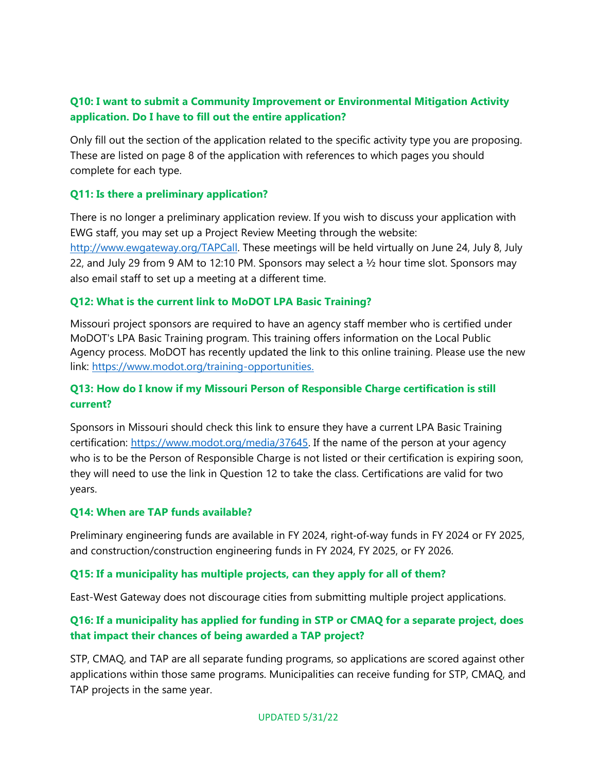### Q10: I want to submit a Community Improvement or Environmental Mitigation Activity application. Do I have to fill out the entire application?

Only fill out the section of the application related to the specific activity type you are proposing. These are listed on page 8 of the application with references to which pages you should complete for each type.

### Q11: Is there a preliminary application?

There is no longer a preliminary application review. If you wish to discuss your application with EWG staff, you may set up a Project Review Meeting through the website: [http://www.ewgateway.org/TAPCall](http://www.ewgateway.org/TAPCall). These meetings will be held virtually on June 24, July 8, July 22, and July 29 from 9 AM to 12:10 PM. Sponsors may select a ½ hour time slot. Sponsors may also email staff to set up a meeting at a different time.

### Q12: What is the current link to MoDOT LPA Basic Training?

Missouri project sponsors are required to have an agency staff member who is certified under MoDOT's LPA Basic Training program. This training offers information on the Local Public Agency process. MoDOT has recently updated the link to this online training. Please use the new link: [https://www.modot.org/training-opportunities.](https://www.modot.org/training-opportunities)

### Q13: How do I know if my Missouri Person of Responsible Charge certification is still current?

Sponsors in Missouri should check this link to ensure they have a current LPA Basic Training certification: [https://www.modot.org/media/37645](https://www.modot.org/media/37645). If the name of the person at your agency who is to be the Person of Responsible Charge is not listed or their certification is expiring soon, they will need to use the link in Question 12 to take the class. Certifications are valid for two years.

### Q14: When are TAP funds available?

Preliminary engineering funds are available in FY 2024, right-of-way funds in FY 2024 or FY 2025, and construction/construction engineering funds in FY 2024, FY 2025, or FY 2026.

### Q15: If a municipality has multiple projects, can they apply for all of them?

East-West Gateway does not discourage cities from submitting multiple project applications.

### Q16: If a municipality has applied for funding in STP or CMAQ for a separate project, does that impact their chances of being awarded a TAP project?

STP, CMAQ, and TAP are all separate funding programs, so applications are scored against other applications within those same programs. Municipalities can receive funding for STP, CMAQ, and TAP projects in the same year.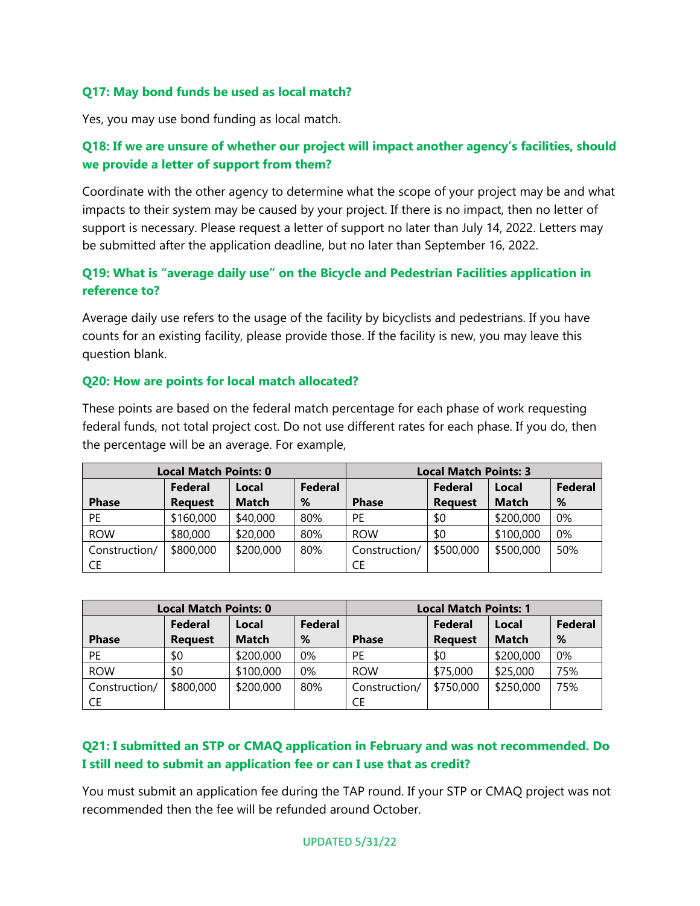### Q17: May bond funds be used as local match?

Yes, you may use bond funding as local match.

### Q18: If we are unsure of whether our project will impact another agency's facilities, should we provide a letter of support from them?

Coordinate with the other agency to determine what the scope of your project may be and what impacts to their system may be caused by your project. If there is no impact, then no letter of support is necessary. Please request a letter of support no later than July 14, 2022. Letters may be submitted after the application deadline, but no later than September 16, 2022.

### Q19: What is "average daily use" on the Bicycle and Pedestrian Facilities application in reference to?

Average daily use refers to the usage of the facility by bicyclists and pedestrians. If you have counts for an existing facility, please provide those. If the facility is new, you may leave this question blank.

### Q20: How are points for local match allocated?

These points are based on the federal match percentage for each phase of work requesting federal funds, not total project cost. Do not use different rates for each phase. If you do, then the percentage will be an average. For example,

| Local Match Points: 0 | | | | Local Match Points: 3 | | | |
|---|---|---|---|---|---|---|---|
| **Phase** | **Federal Request** | **Local Match** | **Federal %** | **Phase** | **Federal Request** | **Local Match** | **Federal %** |
| PE | $160,000 | $40,000 | 80% | PE | $0 | $200,000 | 0% |
| ROW | $80,000 | $20,000 | 80% | ROW | $0 | $100,000 | 0% |
| Construction/ CE | $800,000 | $200,000 | 80% | Construction/ CE | $500,000 | $500,000 | 50% |

| Local Match Points: 0 | | | | Local Match Points: 1 | | | |
|---|---|---|---|---|---|---|---|
| **Phase** | **Federal Request** | **Local Match** | **Federal %** | **Phase** | **Federal Request** | **Local Match** | **Federal %** |
| PE | $0 | $200,000 | 0% | PE | $0 | $200,000 | 0% |
| ROW | $0 | $100,000 | 0% | ROW | $75,000 | $25,000 | 75% |
| Construction/ CE | $800,000 | $200,000 | 80% | Construction/ CE | $750,000 | $250,000 | 75% |

### Q21: I submitted an STP or CMAQ application in February and was not recommended. Do I still need to submit an application fee or can I use that as credit?

You must submit an application fee during the TAP round. If your STP or CMAQ project was not recommended then the fee will be refunded around October.

UPDATED 5/31/22